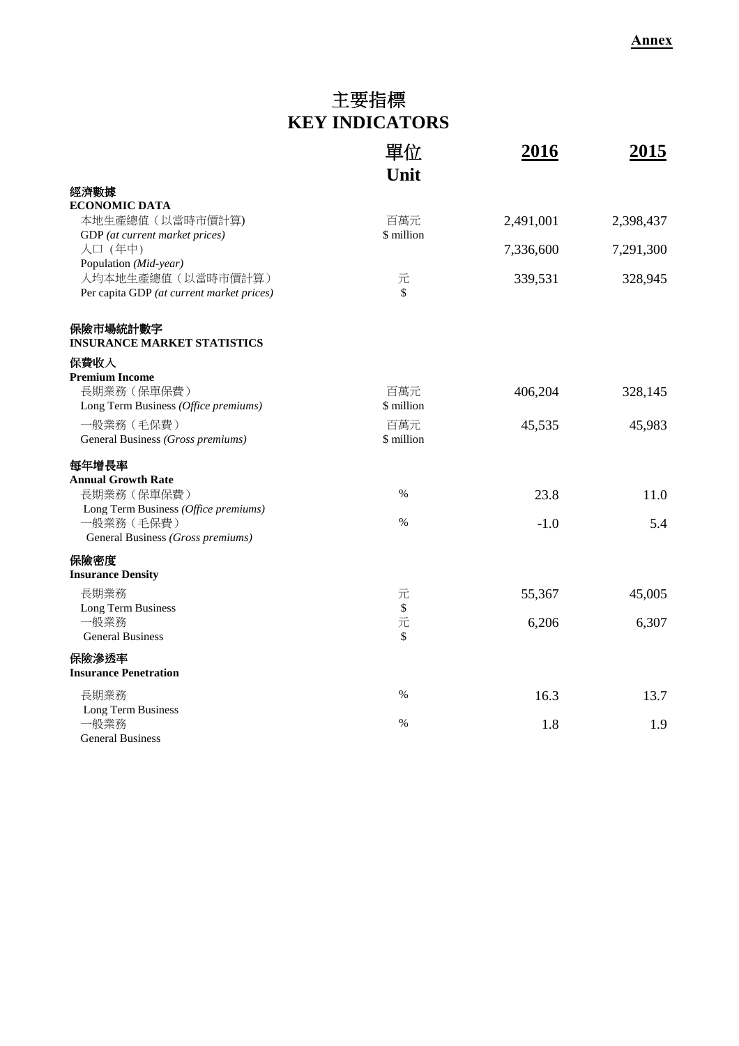**Annex**

# 主要指標
# KEY INDICATORS

| | 單位<br>Unit | 2016 | 2015 |
|---|---|---|---|
| **經濟數據**<br>**ECONOMIC DATA** | | | |
| 本地生產總值（以當時市價計算)<br>GDP *(at current market prices)* | 百萬元<br>$ million | 2,491,001 | 2,398,437 |
| 人口（年中）<br>Population *(Mid-year)* | | 7,336,600 | 7,291,300 |
| 人均本地生產總值（以當時市價計算）<br>Per capita GDP *(at current market prices)* | 元<br>$ | 339,531 | 328,945 |
| **保險市場統計數字**<br>**INSURANCE MARKET STATISTICS** | | | |
| **保費收入**<br>**Premium Income** | | | |
| 長期業務（保單保費）<br>Long Term Business *(Office premiums)* | 百萬元<br>$ million | 406,204 | 328,145 |
| 一般業務（毛保費）<br>General Business *(Gross premiums)* | 百萬元<br>$ million | 45,535 | 45,983 |
| **每年增長率**<br>**Annual Growth Rate** | | | |
| 長期業務（保單保費）<br>Long Term Business *(Office premiums)* | % | 23.8 | 11.0 |
| 一般業務（毛保費）<br>General Business *(Gross premiums)* | % | -1.0 | 5.4 |
| **保險密度**<br>**Insurance Density** | | | |
| 長期業務<br>Long Term Business | 元<br>$ | 55,367 | 45,005 |
| 一般業務<br>General Business | 元<br>$ | 6,206 | 6,307 |
| **保險滲透率**<br>**Insurance Penetration** | | | |
| 長期業務<br>Long Term Business | % | 16.3 | 13.7 |
| 一般業務<br>General Business | % | 1.8 | 1.9 |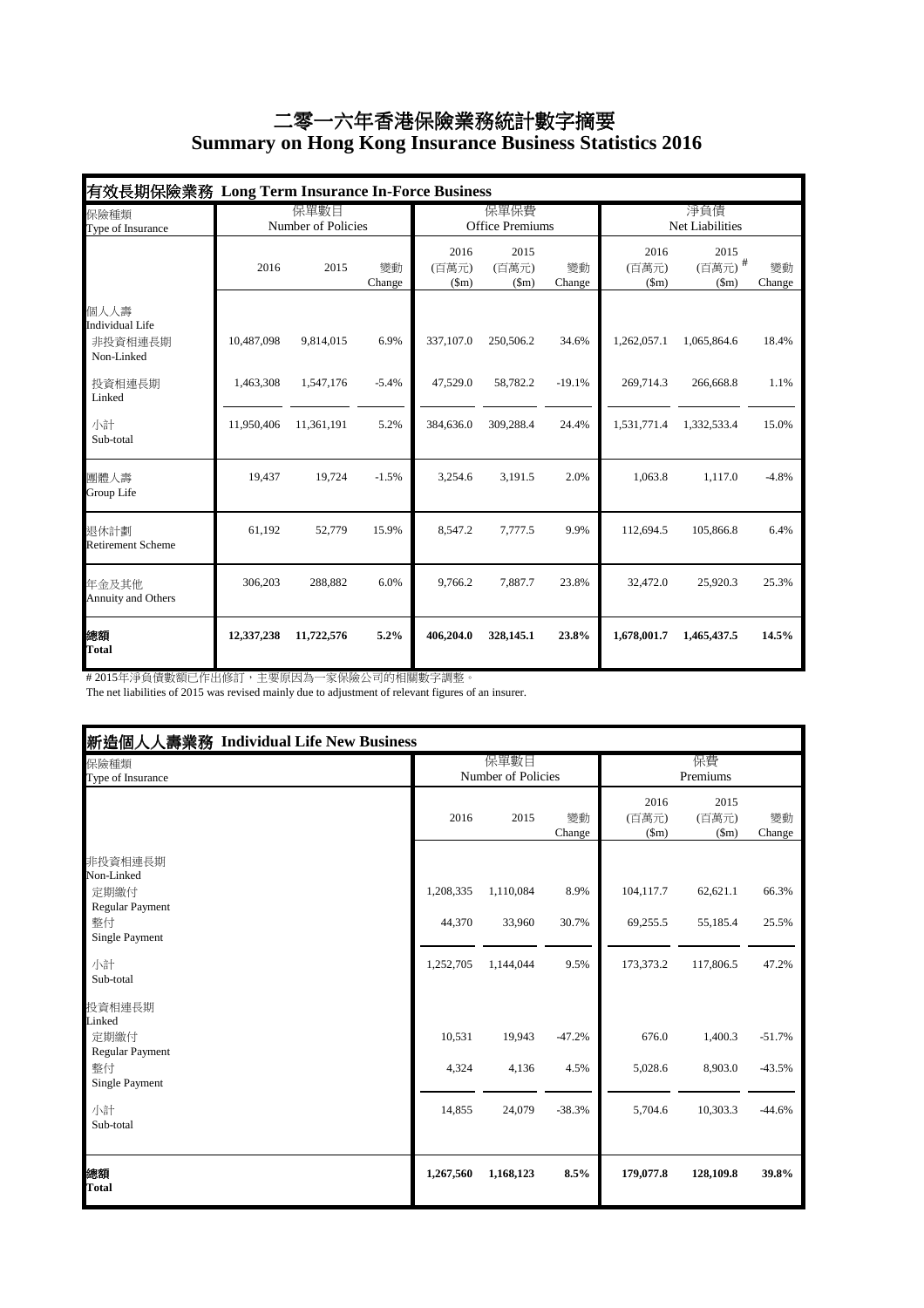# 二零一六年香港保險業務統計數字摘要
# Summary on Hong Kong Insurance Business Statistics 2016

## 有效長期保險業務 Long Term Insurance In-Force Business

| 保險種類 Type of Insurance | 保單數目 Number of Policies | | | 保單保費 Office Premiums | | | 淨負債 Net Liabilities | | |
|---|---|---|---|---|---|---|---|---|---|
| | 2016 | 2015 | 變動 Change | 2016 (百萬元) ($m) | 2015 (百萬元) ($m) | 變動 Change | 2016 (百萬元) ($m) | 2015 (百萬元)# ($m) | 變動 Change |
| 個人人壽 Individual Life | | | | | | | | | |
| 非投資相連長期 Non-Linked | 10,487,098 | 9,814,015 | 6.9% | 337,107.0 | 250,506.2 | 34.6% | 1,262,057.1 | 1,065,864.6 | 18.4% |
| 投資相連長期 Linked | 1,463,308 | 1,547,176 | -5.4% | 47,529.0 | 58,782.2 | -19.1% | 269,714.3 | 266,668.8 | 1.1% |
| 小計 Sub-total | 11,950,406 | 11,361,191 | 5.2% | 384,636.0 | 309,288.4 | 24.4% | 1,531,771.4 | 1,332,533.4 | 15.0% |
| 團體人壽 Group Life | 19,437 | 19,724 | -1.5% | 3,254.6 | 3,191.5 | 2.0% | 1,063.8 | 1,117.0 | -4.8% |
| 退休計劃 Retirement Scheme | 61,192 | 52,779 | 15.9% | 8,547.2 | 7,777.5 | 9.9% | 112,694.5 | 105,866.8 | 6.4% |
| 年金及其他 Annuity and Others | 306,203 | 288,882 | 6.0% | 9,766.2 | 7,887.7 | 23.8% | 32,472.0 | 25,920.3 | 25.3% |
| **總額 Total** | **12,337,238** | **11,722,576** | **5.2%** | **406,204.0** | **328,145.1** | **23.8%** | **1,678,001.7** | **1,465,437.5** | **14.5%** |

# 2015年淨負債數額已作出修訂，主要原因為一家保險公司的相關數字調整。
The net liabilities of 2015 was revised mainly due to adjustment of relevant figures of an insurer.

## 新造個人人壽業務 Individual Life New Business

| 保險種類 Type of Insurance | 保單數目 Number of Policies | | | 保費 Premiums | | |
|---|---|---|---|---|---|---|
| | 2016 | 2015 | 變動 Change | 2016 (百萬元) ($m) | 2015 (百萬元) ($m) | 變動 Change |
| 非投資相連長期 Non-Linked | | | | | | |
| 定期繳付 Regular Payment | 1,208,335 | 1,110,084 | 8.9% | 104,117.7 | 62,621.1 | 66.3% |
| 整付 Single Payment | 44,370 | 33,960 | 30.7% | 69,255.5 | 55,185.4 | 25.5% |
| 小計 Sub-total | 1,252,705 | 1,144,044 | 9.5% | 173,373.2 | 117,806.5 | 47.2% |
| 投資相連長期 Linked | | | | | | |
| 定期繳付 Regular Payment | 10,531 | 19,943 | -47.2% | 676.0 | 1,400.3 | -51.7% |
| 整付 Single Payment | 4,324 | 4,136 | 4.5% | 5,028.6 | 8,903.0 | -43.5% |
| 小計 Sub-total | 14,855 | 24,079 | -38.3% | 5,704.6 | 10,303.3 | -44.6% |
| **總額 Total** | **1,267,560** | **1,168,123** | **8.5%** | **179,077.8** | **128,109.8** | **39.8%** |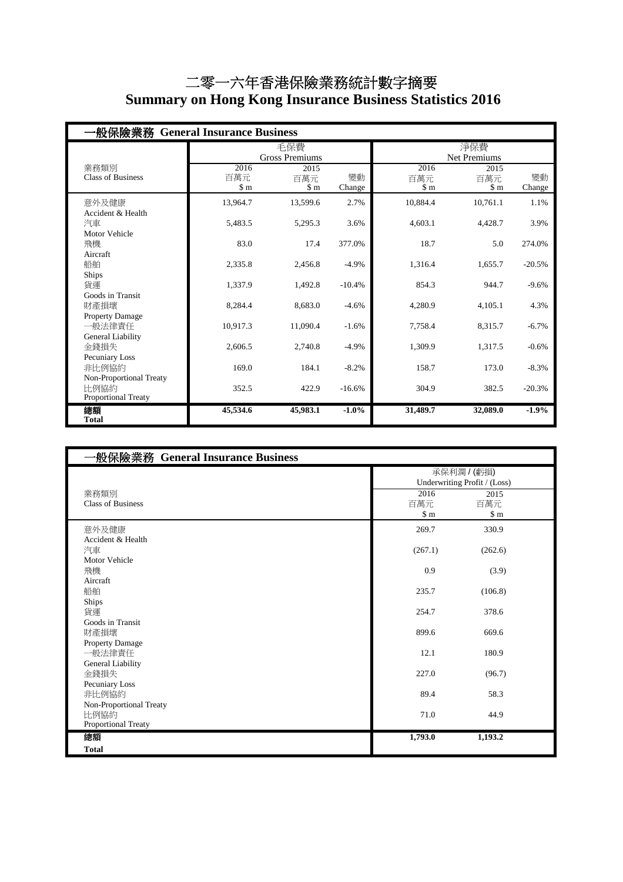# 二零一六年香港保險業務統計數字摘要
# Summary on Hong Kong Insurance Business Statistics 2016

## 一般保險業務 General Insurance Business

| 業務類別<br>Class of Business | 毛保費<br>Gross Premiums<br>2016<br>百萬元<br>$ m | 2015<br>百萬元<br>$ m | 變動<br>Change | 淨保費<br>Net Premiums<br>2016<br>百萬元<br>$ m | 2015<br>百萬元<br>$ m | 變動<br>Change |
|---|---|---|---|---|---|---|
| 意外及健康<br>Accident & Health | 13,964.7 | 13,599.6 | 2.7% | 10,884.4 | 10,761.1 | 1.1% |
| 汽車<br>Motor Vehicle | 5,483.5 | 5,295.3 | 3.6% | 4,603.1 | 4,428.7 | 3.9% |
| 飛機<br>Aircraft | 83.0 | 17.4 | 377.0% | 18.7 | 5.0 | 274.0% |
| 船舶<br>Ships | 2,335.8 | 2,456.8 | -4.9% | 1,316.4 | 1,655.7 | -20.5% |
| 貨運<br>Goods in Transit | 1,337.9 | 1,492.8 | -10.4% | 854.3 | 944.7 | -9.6% |
| 財產損壞<br>Property Damage | 8,284.4 | 8,683.0 | -4.6% | 4,280.9 | 4,105.1 | 4.3% |
| 一般法律責任<br>General Liability | 10,917.3 | 11,090.4 | -1.6% | 7,758.4 | 8,315.7 | -6.7% |
| 金錢損失<br>Pecuniary Loss | 2,606.5 | 2,740.8 | -4.9% | 1,309.9 | 1,317.5 | -0.6% |
| 非比例協約<br>Non-Proportional Treaty | 169.0 | 184.1 | -8.2% | 158.7 | 173.0 | -8.3% |
| 比例協約<br>Proportional Treaty | 352.5 | 422.9 | -16.6% | 304.9 | 382.5 | -20.3% |
| **總額<br>Total** | **45,534.6** | **45,983.1** | **-1.0%** | **31,489.7** | **32,089.0** | **-1.9%** |

## 一般保險業務 General Insurance Business

| 業務類別<br>Class of Business | 承保利潤 / (虧損)<br>Underwriting Profit / (Loss)<br>2016<br>百萬元<br>$ m | 2015<br>百萬元<br>$ m |
|---|---|---|
| 意外及健康<br>Accident & Health | 269.7 | 330.9 |
| 汽車<br>Motor Vehicle | (267.1) | (262.6) |
| 飛機<br>Aircraft | 0.9 | (3.9) |
| 船舶<br>Ships | 235.7 | (106.8) |
| 貨運<br>Goods in Transit | 254.7 | 378.6 |
| 財產損壞<br>Property Damage | 899.6 | 669.6 |
| 一般法律責任<br>General Liability | 12.1 | 180.9 |
| 金錢損失<br>Pecuniary Loss | 227.0 | (96.7) |
| 非比例協約<br>Non-Proportional Treaty | 89.4 | 58.3 |
| 比例協約<br>Proportional Treaty | 71.0 | 44.9 |
| **總額<br>Total** | **1,793.0** | **1,193.2** |